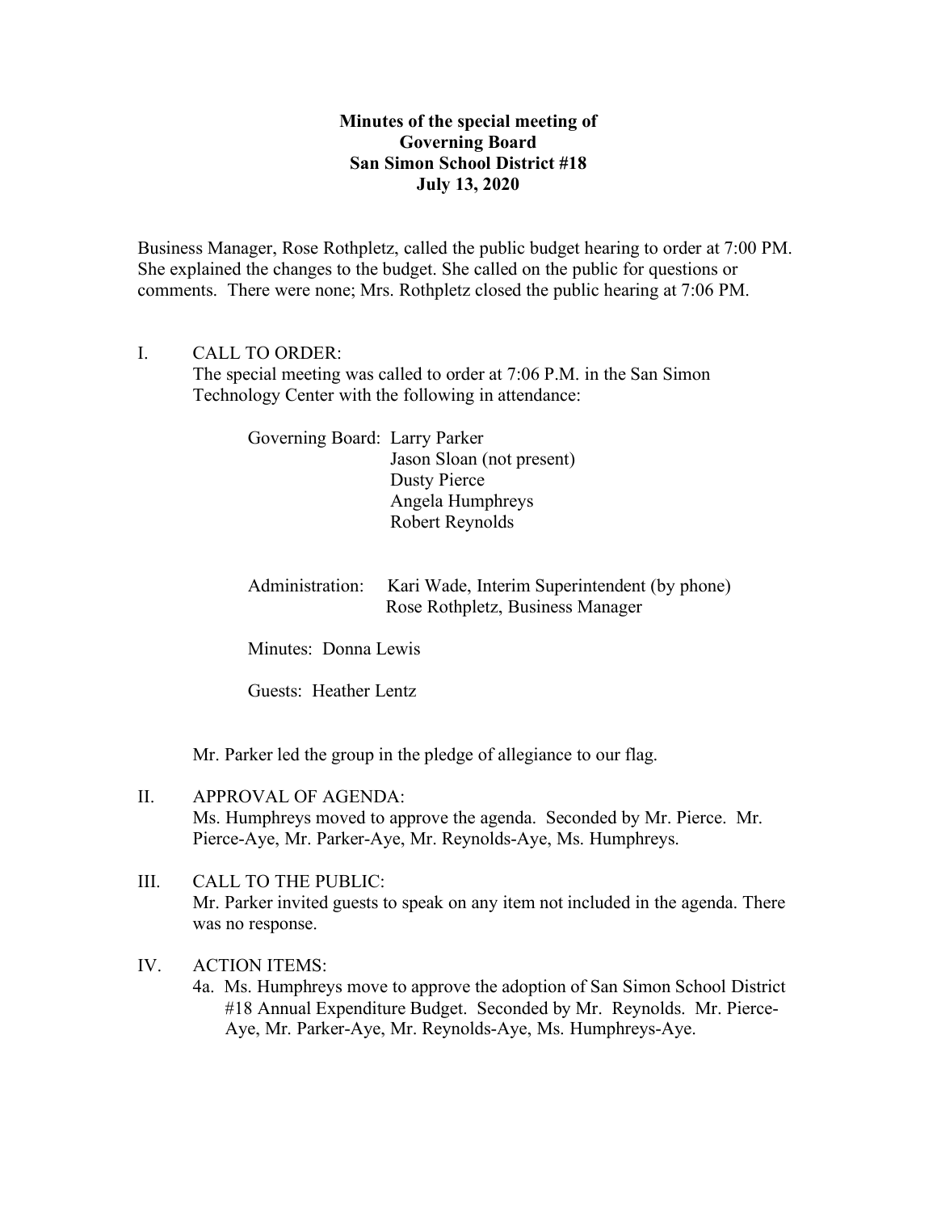**Minutes of the special meeting of**
**Governing Board**
**San Simon School District #18**
**July 13, 2020**

Business Manager, Rose Rothpletz, called the public budget hearing to order at 7:00 PM. She explained the changes to the budget. She called on the public for questions or comments. There were none; Mrs. Rothpletz closed the public hearing at 7:06 PM.

I. CALL TO ORDER:

The special meeting was called to order at 7:06 P.M. in the San Simon Technology Center with the following in attendance:

Governing Board: Larry Parker
Jason Sloan (not present)
Dusty Pierce
Angela Humphreys
Robert Reynolds

Administration: Kari Wade, Interim Superintendent (by phone)
Rose Rothpletz, Business Manager

Minutes: Donna Lewis

Guests: Heather Lentz

Mr. Parker led the group in the pledge of allegiance to our flag.

II. APPROVAL OF AGENDA:

Ms. Humphreys moved to approve the agenda. Seconded by Mr. Pierce. Mr. Pierce-Aye, Mr. Parker-Aye, Mr. Reynolds-Aye, Ms. Humphreys.

III. CALL TO THE PUBLIC:

Mr. Parker invited guests to speak on any item not included in the agenda. There was no response.

IV. ACTION ITEMS:

4a. Ms. Humphreys move to approve the adoption of San Simon School District #18 Annual Expenditure Budget. Seconded by Mr. Reynolds. Mr. Pierce-Aye, Mr. Parker-Aye, Mr. Reynolds-Aye, Ms. Humphreys-Aye.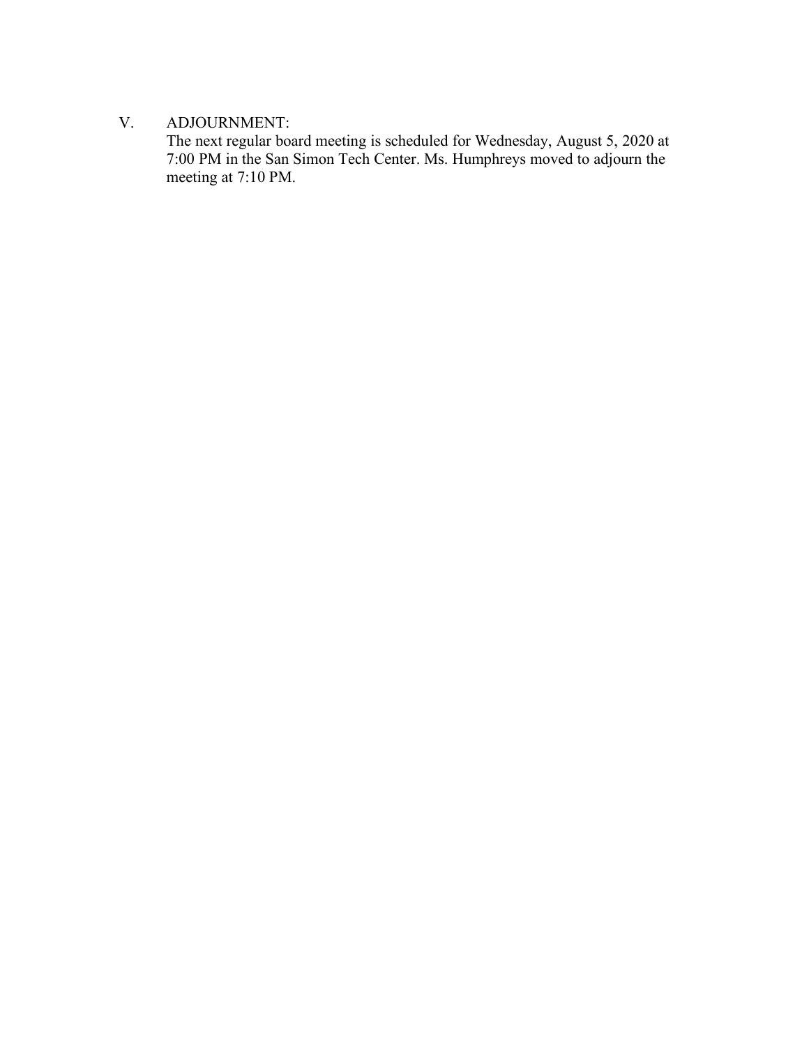V. ADJOURNMENT:

The next regular board meeting is scheduled for Wednesday, August 5, 2020 at 7:00 PM in the San Simon Tech Center. Ms. Humphreys moved to adjourn the meeting at 7:10 PM.